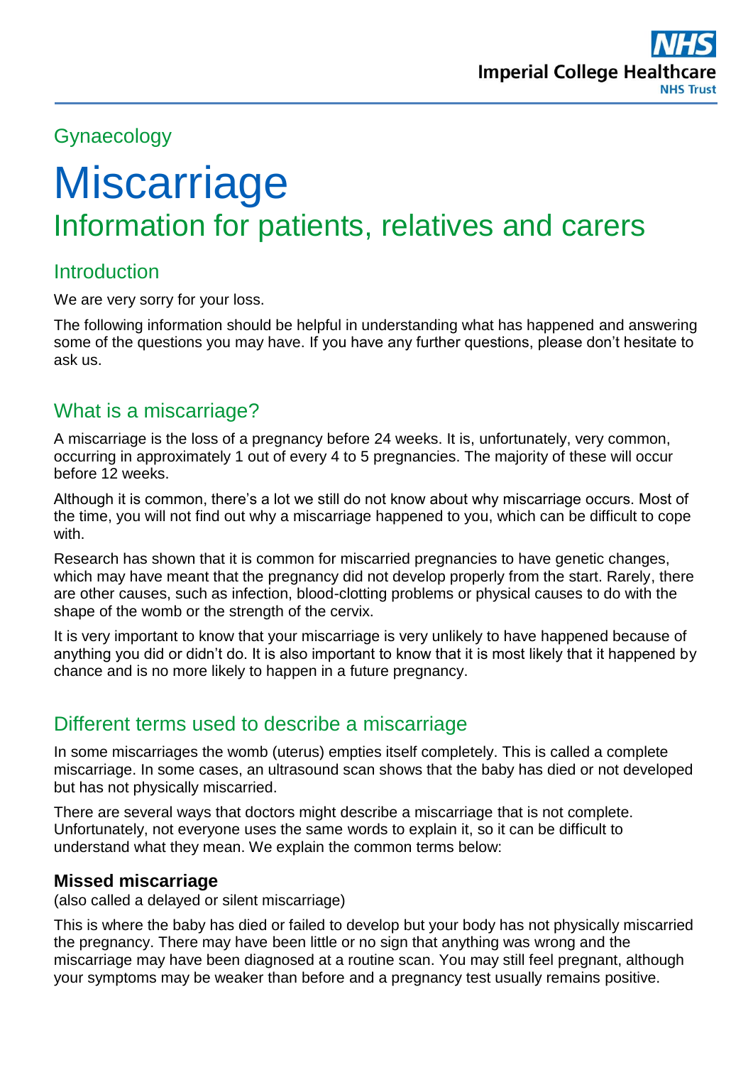Gynaecology

# Miscarriage

## Information for patients, relatives and carers

## Introduction

We are very sorry for your loss.

The following information should be helpful in understanding what has happened and answering some of the questions you may have. If you have any further questions, please don't hesitate to ask us.

## What is a miscarriage?

A miscarriage is the loss of a pregnancy before 24 weeks. It is, unfortunately, very common, occurring in approximately 1 out of every 4 to 5 pregnancies. The majority of these will occur before 12 weeks.

Although it is common, there's a lot we still do not know about why miscarriage occurs. Most of the time, you will not find out why a miscarriage happened to you, which can be difficult to cope with.

Research has shown that it is common for miscarried pregnancies to have genetic changes, which may have meant that the pregnancy did not develop properly from the start. Rarely, there are other causes, such as infection, blood-clotting problems or physical causes to do with the shape of the womb or the strength of the cervix.

It is very important to know that your miscarriage is very unlikely to have happened because of anything you did or didn't do. It is also important to know that it is most likely that it happened by chance and is no more likely to happen in a future pregnancy.

## Different terms used to describe a miscarriage

In some miscarriages the womb (uterus) empties itself completely. This is called a complete miscarriage. In some cases, an ultrasound scan shows that the baby has died or not developed but has not physically miscarried.

There are several ways that doctors might describe a miscarriage that is not complete. Unfortunately, not everyone uses the same words to explain it, so it can be difficult to understand what they mean. We explain the common terms below:

### Missed miscarriage

(also called a delayed or silent miscarriage)

This is where the baby has died or failed to develop but your body has not physically miscarried the pregnancy. There may have been little or no sign that anything was wrong and the miscarriage may have been diagnosed at a routine scan. You may still feel pregnant, although your symptoms may be weaker than before and a pregnancy test usually remains positive.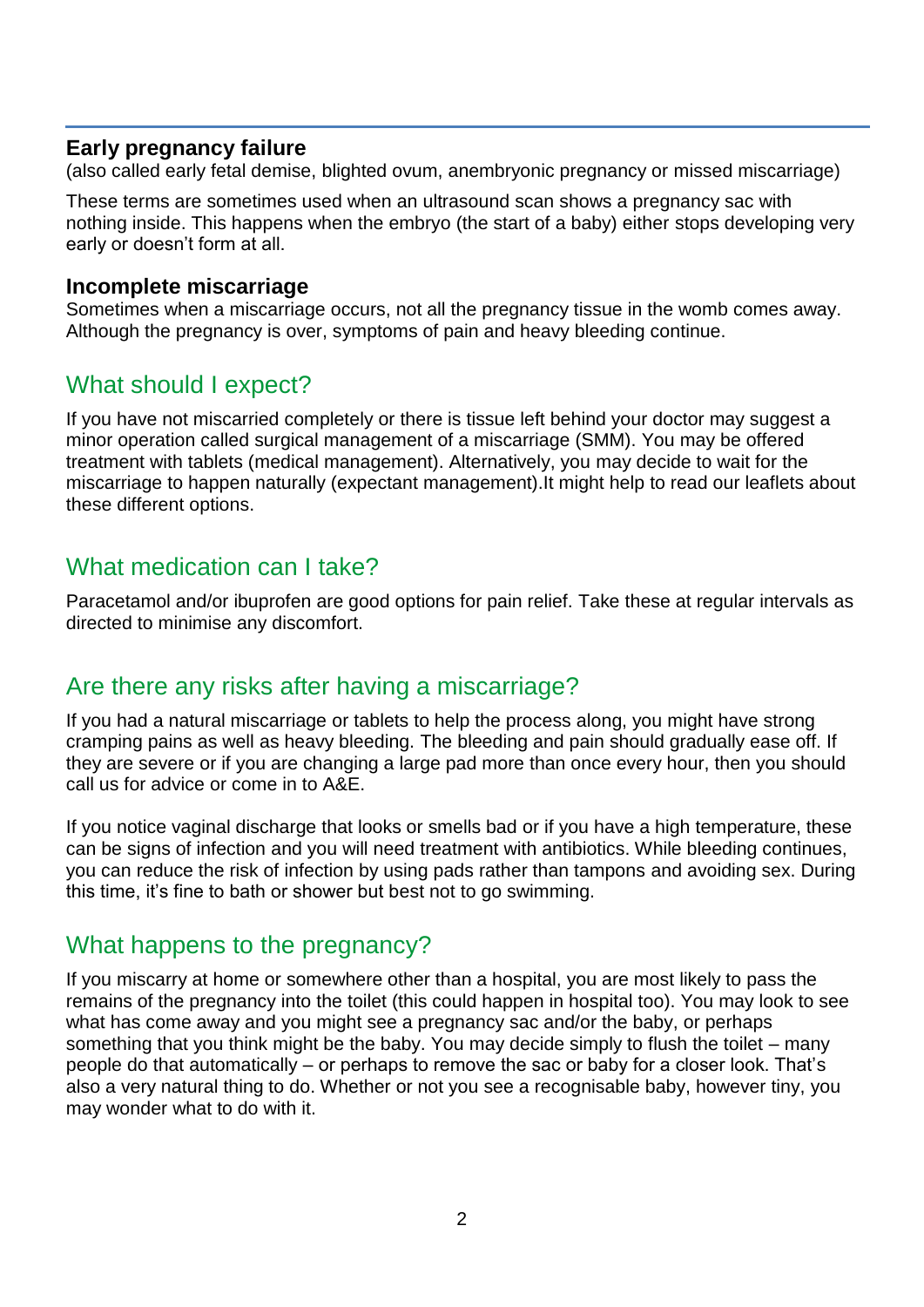### Early pregnancy failure

(also called early fetal demise, blighted ovum, anembryonic pregnancy or missed miscarriage)

These terms are sometimes used when an ultrasound scan shows a pregnancy sac with nothing inside. This happens when the embryo (the start of a baby) either stops developing very early or doesn't form at all.

### Incomplete miscarriage

Sometimes when a miscarriage occurs, not all the pregnancy tissue in the womb comes away. Although the pregnancy is over, symptoms of pain and heavy bleeding continue.

## What should I expect?

If you have not miscarried completely or there is tissue left behind your doctor may suggest a minor operation called surgical management of a miscarriage (SMM). You may be offered treatment with tablets (medical management). Alternatively, you may decide to wait for the miscarriage to happen naturally (expectant management).It might help to read our leaflets about these different options.

## What medication can I take?

Paracetamol and/or ibuprofen are good options for pain relief. Take these at regular intervals as directed to minimise any discomfort.

## Are there any risks after having a miscarriage?

If you had a natural miscarriage or tablets to help the process along, you might have strong cramping pains as well as heavy bleeding. The bleeding and pain should gradually ease off. If they are severe or if you are changing a large pad more than once every hour, then you should call us for advice or come in to A&E.

If you notice vaginal discharge that looks or smells bad or if you have a high temperature, these can be signs of infection and you will need treatment with antibiotics. While bleeding continues, you can reduce the risk of infection by using pads rather than tampons and avoiding sex. During this time, it's fine to bath or shower but best not to go swimming.

## What happens to the pregnancy?

If you miscarry at home or somewhere other than a hospital, you are most likely to pass the remains of the pregnancy into the toilet (this could happen in hospital too). You may look to see what has come away and you might see a pregnancy sac and/or the baby, or perhaps something that you think might be the baby. You may decide simply to flush the toilet – many people do that automatically – or perhaps to remove the sac or baby for a closer look. That's also a very natural thing to do. Whether or not you see a recognisable baby, however tiny, you may wonder what to do with it.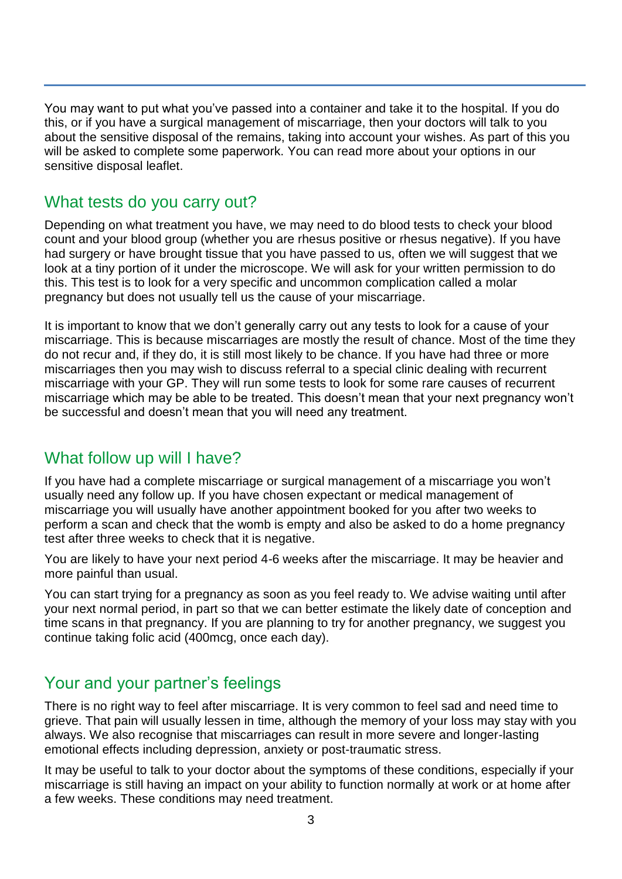You may want to put what you've passed into a container and take it to the hospital. If you do this, or if you have a surgical management of miscarriage, then your doctors will talk to you about the sensitive disposal of the remains, taking into account your wishes. As part of this you will be asked to complete some paperwork. You can read more about your options in our sensitive disposal leaflet.

## What tests do you carry out?

Depending on what treatment you have, we may need to do blood tests to check your blood count and your blood group (whether you are rhesus positive or rhesus negative). If you have had surgery or have brought tissue that you have passed to us, often we will suggest that we look at a tiny portion of it under the microscope. We will ask for your written permission to do this. This test is to look for a very specific and uncommon complication called a molar pregnancy but does not usually tell us the cause of your miscarriage.

It is important to know that we don't generally carry out any tests to look for a cause of your miscarriage. This is because miscarriages are mostly the result of chance. Most of the time they do not recur and, if they do, it is still most likely to be chance. If you have had three or more miscarriages then you may wish to discuss referral to a special clinic dealing with recurrent miscarriage with your GP. They will run some tests to look for some rare causes of recurrent miscarriage which may be able to be treated. This doesn't mean that your next pregnancy won't be successful and doesn't mean that you will need any treatment.

## What follow up will I have?

If you have had a complete miscarriage or surgical management of a miscarriage you won't usually need any follow up. If you have chosen expectant or medical management of miscarriage you will usually have another appointment booked for you after two weeks to perform a scan and check that the womb is empty and also be asked to do a home pregnancy test after three weeks to check that it is negative.

You are likely to have your next period 4-6 weeks after the miscarriage. It may be heavier and more painful than usual.

You can start trying for a pregnancy as soon as you feel ready to. We advise waiting until after your next normal period, in part so that we can better estimate the likely date of conception and time scans in that pregnancy. If you are planning to try for another pregnancy, we suggest you continue taking folic acid (400mcg, once each day).

## Your and your partner's feelings

There is no right way to feel after miscarriage. It is very common to feel sad and need time to grieve. That pain will usually lessen in time, although the memory of your loss may stay with you always. We also recognise that miscarriages can result in more severe and longer-lasting emotional effects including depression, anxiety or post-traumatic stress.

It may be useful to talk to your doctor about the symptoms of these conditions, especially if your miscarriage is still having an impact on your ability to function normally at work or at home after a few weeks. These conditions may need treatment.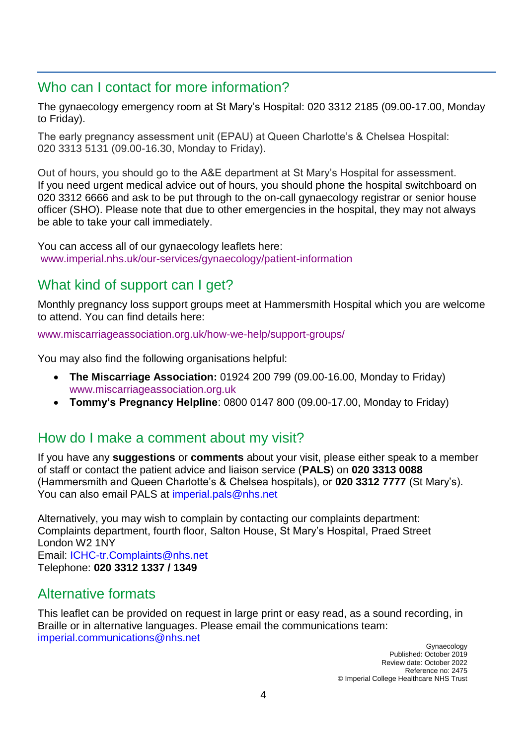## Who can I contact for more information?

The gynaecology emergency room at St Mary's Hospital: 020 3312 2185 (09.00-17.00, Monday to Friday).

The early pregnancy assessment unit (EPAU) at Queen Charlotte's & Chelsea Hospital: 020 3313 5131 (09.00-16.30, Monday to Friday).

Out of hours, you should go to the A&E department at St Mary's Hospital for assessment. If you need urgent medical advice out of hours, you should phone the hospital switchboard on 020 3312 6666 and ask to be put through to the on-call gynaecology registrar or senior house officer (SHO). Please note that due to other emergencies in the hospital, they may not always be able to take your call immediately.

You can access all of our gynaecology leaflets here:
www.imperial.nhs.uk/our-services/gynaecology/patient-information

## What kind of support can I get?

Monthly pregnancy loss support groups meet at Hammersmith Hospital which you are welcome to attend. You can find details here:

www.miscarriageassociation.org.uk/how-we-help/support-groups/

You may also find the following organisations helpful:

- **The Miscarriage Association:** 01924 200 799 (09.00-16.00, Monday to Friday) www.miscarriageassociation.org.uk
- **Tommy's Pregnancy Helpline**: 0800 0147 800 (09.00-17.00, Monday to Friday)

## How do I make a comment about my visit?

If you have any **suggestions** or **comments** about your visit, please either speak to a member of staff or contact the patient advice and liaison service (**PALS**) on **020 3313 0088** (Hammersmith and Queen Charlotte's & Chelsea hospitals), or **020 3312 7777** (St Mary's). You can also email PALS at imperial.pals@nhs.net

Alternatively, you may wish to complain by contacting our complaints department:
Complaints department, fourth floor, Salton House, St Mary's Hospital, Praed Street
London W2 1NY
Email: ICHC-tr.Complaints@nhs.net
Telephone: **020 3312 1337 / 1349**

## Alternative formats

This leaflet can be provided on request in large print or easy read, as a sound recording, in Braille or in alternative languages. Please email the communications team: imperial.communications@nhs.net

Gynaecology
Published: October 2019
Review date: October 2022
Reference no: 2475
© Imperial College Healthcare NHS Trust